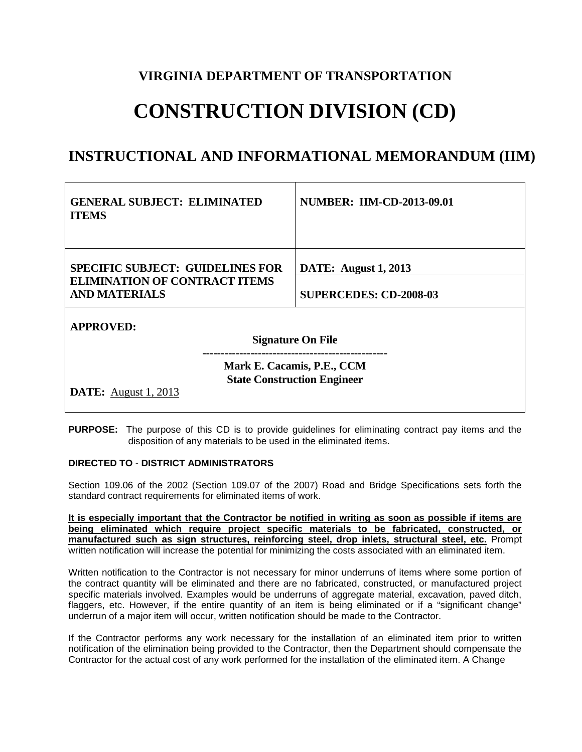# VIRGINIA DEPARTMENT OF TRANSPORTATION

# CONSTRUCTION DIVISION (CD)

## INSTRUCTIONAL AND INFORMATIONAL MEMORANDUM (IIM)

| | |
|---|---|
| **GENERAL SUBJECT: ELIMINATED ITEMS** | **NUMBER: IIM-CD-2013-09.01** |
| **SPECIFIC SUBJECT: GUIDELINES FOR ELIMINATION OF CONTRACT ITEMS AND MATERIALS** | **DATE: August 1, 2013**<br>**SUPERCEDES: CD-2008-03** |
| **APPROVED:**<br>**Signature On File**<br>**Mark E. Cacamis, P.E., CCM**<br>**State Construction Engineer**<br>**DATE:** August 1, 2013 | |

**PURPOSE:** The purpose of this CD is to provide guidelines for eliminating contract pay items and the disposition of any materials to be used in the eliminated items.

**DIRECTED TO** - **DISTRICT ADMINISTRATORS**

Section 109.06 of the 2002 (Section 109.07 of the 2007) Road and Bridge Specifications sets forth the standard contract requirements for eliminated items of work.

**It is especially important that the Contractor be notified in writing as soon as possible if items are being eliminated which require project specific materials to be fabricated, constructed, or manufactured such as sign structures, reinforcing steel, drop inlets, structural steel, etc.** Prompt written notification will increase the potential for minimizing the costs associated with an eliminated item.

Written notification to the Contractor is not necessary for minor underruns of items where some portion of the contract quantity will be eliminated and there are no fabricated, constructed, or manufactured project specific materials involved. Examples would be underruns of aggregate material, excavation, paved ditch, flaggers, etc. However, if the entire quantity of an item is being eliminated or if a "significant change" underrun of a major item will occur, written notification should be made to the Contractor.

If the Contractor performs any work necessary for the installation of an eliminated item prior to written notification of the elimination being provided to the Contractor, then the Department should compensate the Contractor for the actual cost of any work performed for the installation of the eliminated item. A Change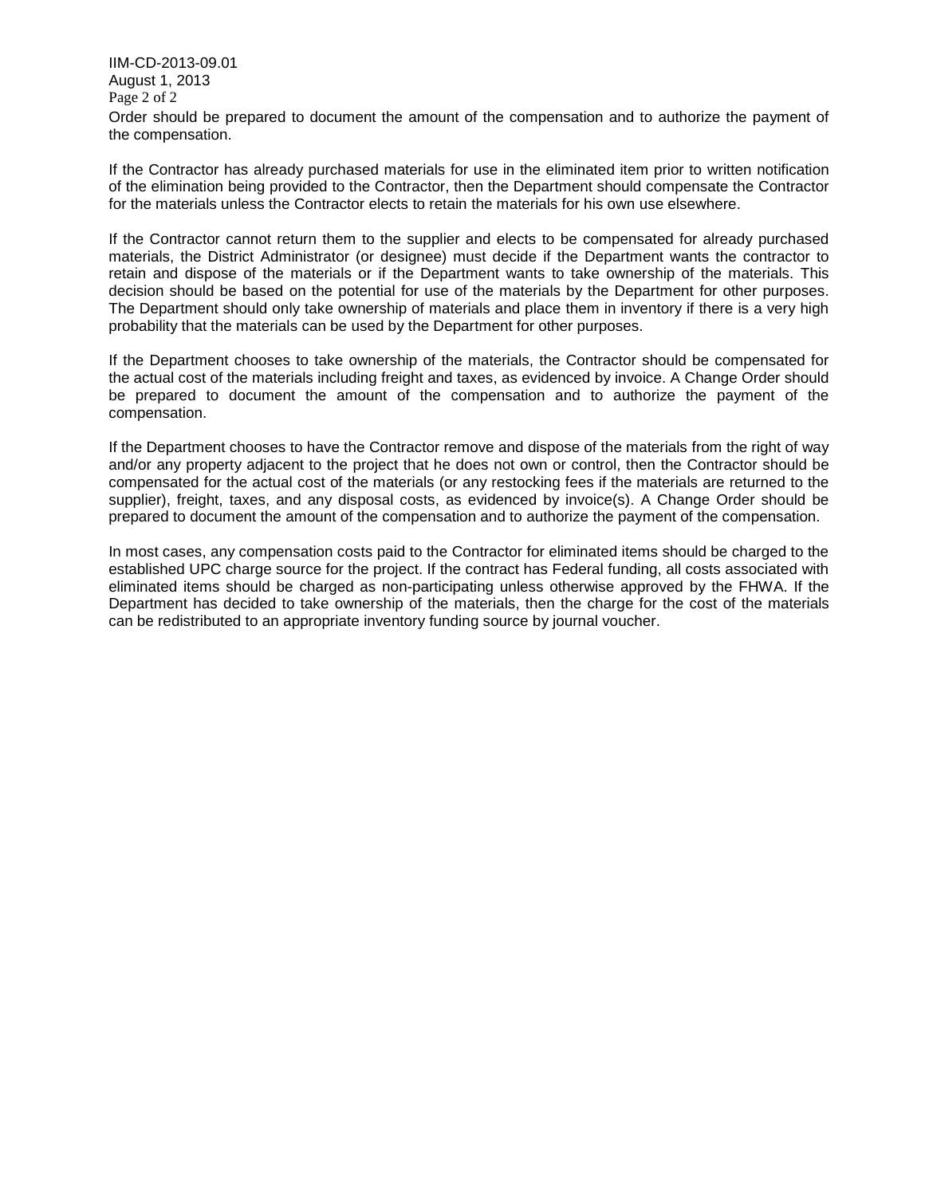Order should be prepared to document the amount of the compensation and to authorize the payment of the compensation.

If the Contractor has already purchased materials for use in the eliminated item prior to written notification of the elimination being provided to the Contractor, then the Department should compensate the Contractor for the materials unless the Contractor elects to retain the materials for his own use elsewhere.

If the Contractor cannot return them to the supplier and elects to be compensated for already purchased materials, the District Administrator (or designee) must decide if the Department wants the contractor to retain and dispose of the materials or if the Department wants to take ownership of the materials. This decision should be based on the potential for use of the materials by the Department for other purposes. The Department should only take ownership of materials and place them in inventory if there is a very high probability that the materials can be used by the Department for other purposes.

If the Department chooses to take ownership of the materials, the Contractor should be compensated for the actual cost of the materials including freight and taxes, as evidenced by invoice. A Change Order should be prepared to document the amount of the compensation and to authorize the payment of the compensation.

If the Department chooses to have the Contractor remove and dispose of the materials from the right of way and/or any property adjacent to the project that he does not own or control, then the Contractor should be compensated for the actual cost of the materials (or any restocking fees if the materials are returned to the supplier), freight, taxes, and any disposal costs, as evidenced by invoice(s). A Change Order should be prepared to document the amount of the compensation and to authorize the payment of the compensation.

In most cases, any compensation costs paid to the Contractor for eliminated items should be charged to the established UPC charge source for the project. If the contract has Federal funding, all costs associated with eliminated items should be charged as non-participating unless otherwise approved by the FHWA. If the Department has decided to take ownership of the materials, then the charge for the cost of the materials can be redistributed to an appropriate inventory funding source by journal voucher.